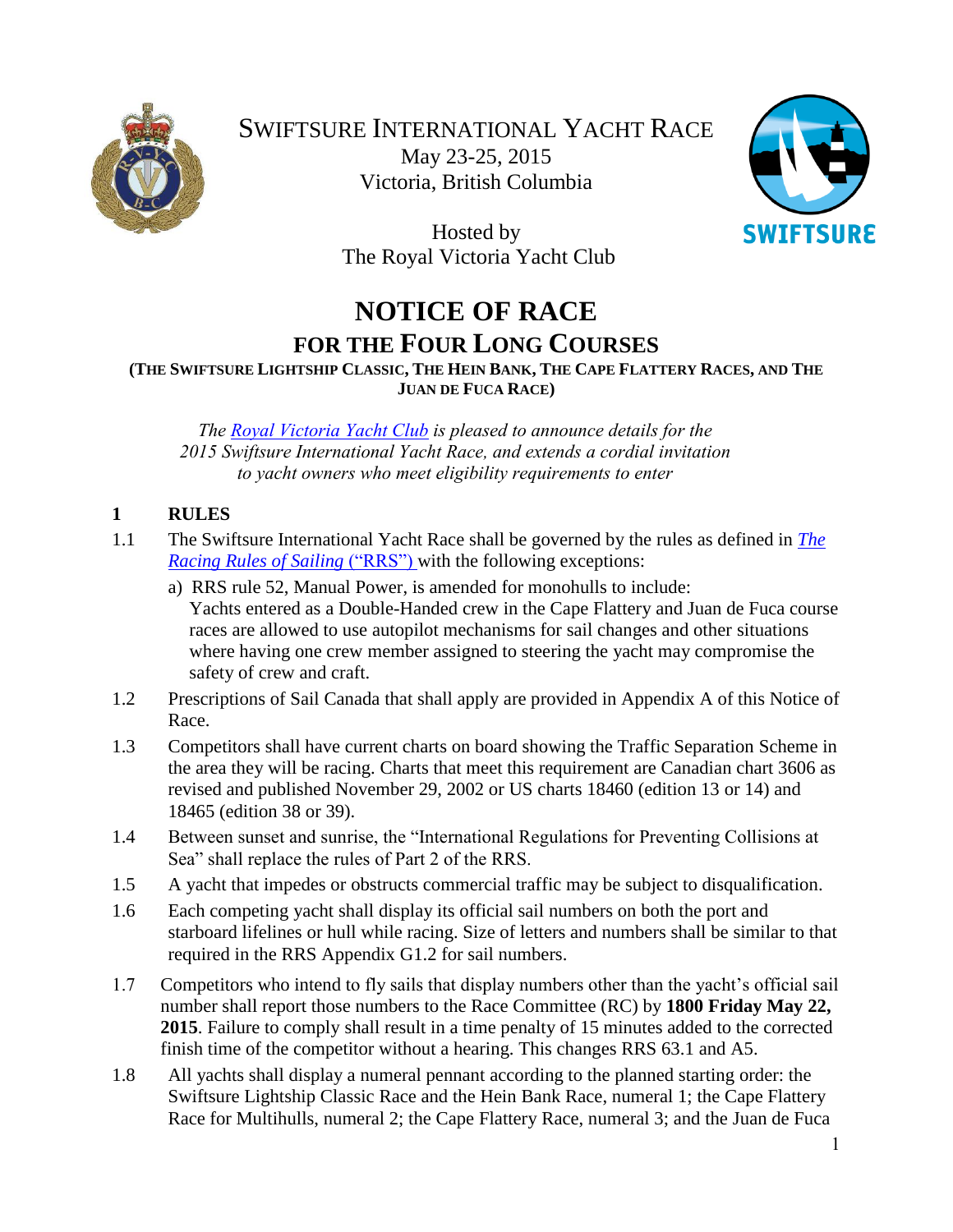# SWIFTSURE INTERNATIONAL YACHT RACE

May 23-25, 2015
Victoria, British Columbia

Hosted by
The Royal Victoria Yacht Club

# NOTICE OF RACE

## FOR THE FOUR LONG COURSES

### (THE SWIFTSURE LIGHTSHIP CLASSIC, THE HEIN BANK, THE CAPE FLATTERY RACES, AND THE JUAN DE FUCA RACE)

*The Royal Victoria Yacht Club is pleased to announce details for the 2015 Swiftsure International Yacht Race, and extends a cordial invitation to yacht owners who meet eligibility requirements to enter*

## 1 RULES

1.1 The Swiftsure International Yacht Race shall be governed by the rules as defined in *The Racing Rules of Sailing* ("RRS") with the following exceptions:

a) RRS rule 52, Manual Power, is amended for monohulls to include: Yachts entered as a Double-Handed crew in the Cape Flattery and Juan de Fuca course races are allowed to use autopilot mechanisms for sail changes and other situations where having one crew member assigned to steering the yacht may compromise the safety of crew and craft.

1.2 Prescriptions of Sail Canada that shall apply are provided in Appendix A of this Notice of Race.

1.3 Competitors shall have current charts on board showing the Traffic Separation Scheme in the area they will be racing. Charts that meet this requirement are Canadian chart 3606 as revised and published November 29, 2002 or US charts 18460 (edition 13 or 14) and 18465 (edition 38 or 39).

1.4 Between sunset and sunrise, the "International Regulations for Preventing Collisions at Sea" shall replace the rules of Part 2 of the RRS.

1.5 A yacht that impedes or obstructs commercial traffic may be subject to disqualification.

1.6 Each competing yacht shall display its official sail numbers on both the port and starboard lifelines or hull while racing. Size of letters and numbers shall be similar to that required in the RRS Appendix G1.2 for sail numbers.

1.7 Competitors who intend to fly sails that display numbers other than the yacht's official sail number shall report those numbers to the Race Committee (RC) by **1800 Friday May 22, 2015**. Failure to comply shall result in a time penalty of 15 minutes added to the corrected finish time of the competitor without a hearing. This changes RRS 63.1 and A5.

1.8 All yachts shall display a numeral pennant according to the planned starting order: the Swiftsure Lightship Classic Race and the Hein Bank Race, numeral 1; the Cape Flattery Race for Multihulls, numeral 2; the Cape Flattery Race, numeral 3; and the Juan de Fuca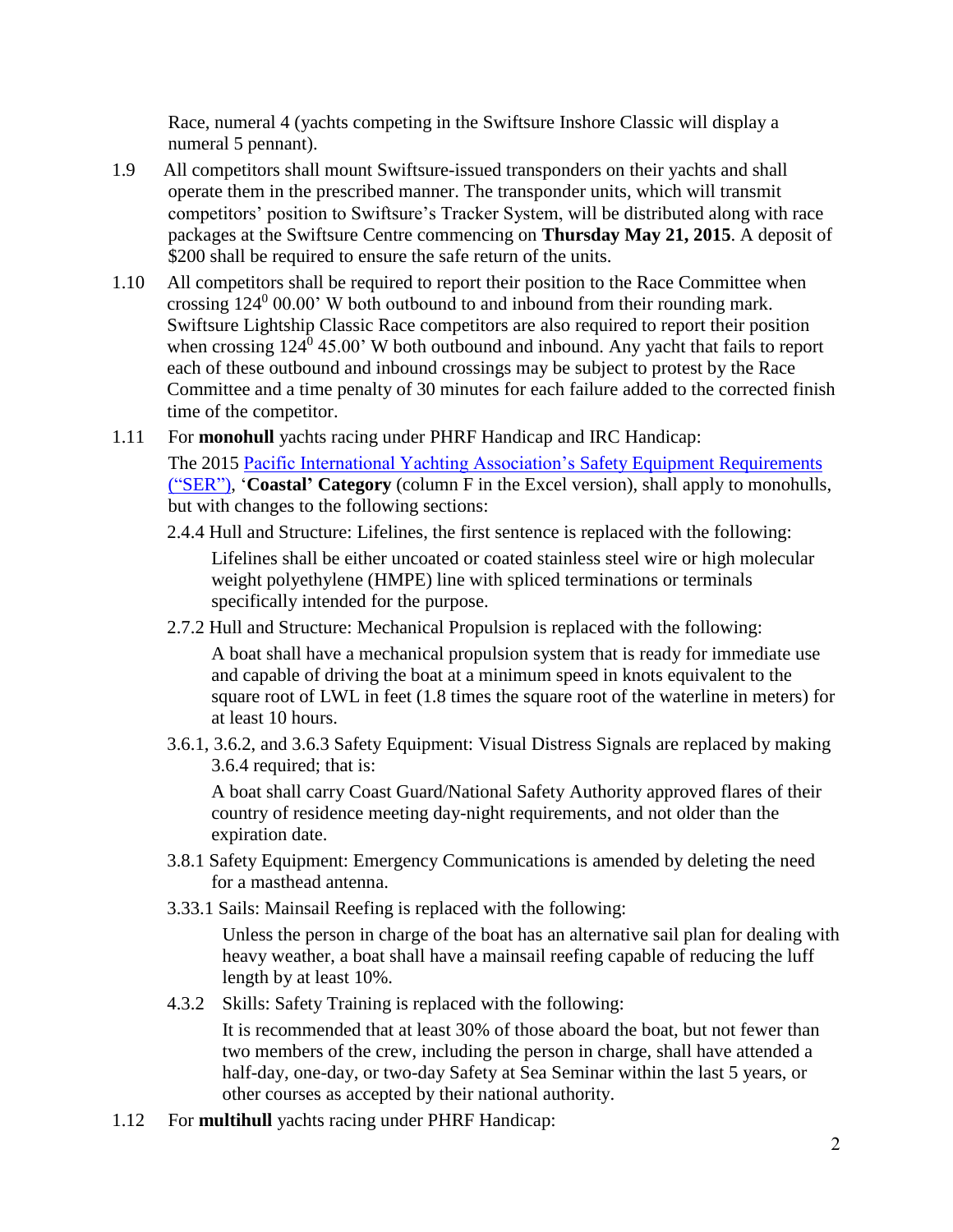Race, numeral 4 (yachts competing in the Swiftsure Inshore Classic will display a numeral 5 pennant).

1.9 All competitors shall mount Swiftsure-issued transponders on their yachts and shall operate them in the prescribed manner. The transponder units, which will transmit competitors' position to Swiftsure's Tracker System, will be distributed along with race packages at the Swiftsure Centre commencing on **Thursday May 21, 2015**. A deposit of $200 shall be required to ensure the safe return of the units.

1.10 All competitors shall be required to report their position to the Race Committee when crossing 124$^0$ 00.00' W both outbound to and inbound from their rounding mark. Swiftsure Lightship Classic Race competitors are also required to report their position when crossing 124$^0$ 45.00' W both outbound and inbound. Any yacht that fails to report each of these outbound and inbound crossings may be subject to protest by the Race Committee and a time penalty of 30 minutes for each failure added to the corrected finish time of the competitor.

1.11 For **monohull** yachts racing under PHRF Handicap and IRC Handicap:

The 2015 Pacific International Yachting Association's Safety Equipment Requirements ("SER"), '**Coastal' Category** (column F in the Excel version), shall apply to monohulls, but with changes to the following sections:

2.4.4 Hull and Structure: Lifelines, the first sentence is replaced with the following:

Lifelines shall be either uncoated or coated stainless steel wire or high molecular weight polyethylene (HMPE) line with spliced terminations or terminals specifically intended for the purpose.

2.7.2 Hull and Structure: Mechanical Propulsion is replaced with the following:

A boat shall have a mechanical propulsion system that is ready for immediate use and capable of driving the boat at a minimum speed in knots equivalent to the square root of LWL in feet (1.8 times the square root of the waterline in meters) for at least 10 hours.

3.6.1, 3.6.2, and 3.6.3 Safety Equipment: Visual Distress Signals are replaced by making 3.6.4 required; that is:

A boat shall carry Coast Guard/National Safety Authority approved flares of their country of residence meeting day-night requirements, and not older than the expiration date.

3.8.1 Safety Equipment: Emergency Communications is amended by deleting the need for a masthead antenna.

3.33.1 Sails: Mainsail Reefing is replaced with the following:

Unless the person in charge of the boat has an alternative sail plan for dealing with heavy weather, a boat shall have a mainsail reefing capable of reducing the luff length by at least 10%.

4.3.2 Skills: Safety Training is replaced with the following:

It is recommended that at least 30% of those aboard the boat, but not fewer than two members of the crew, including the person in charge, shall have attended a half-day, one-day, or two-day Safety at Sea Seminar within the last 5 years, or other courses as accepted by their national authority.

1.12 For **multihull** yachts racing under PHRF Handicap: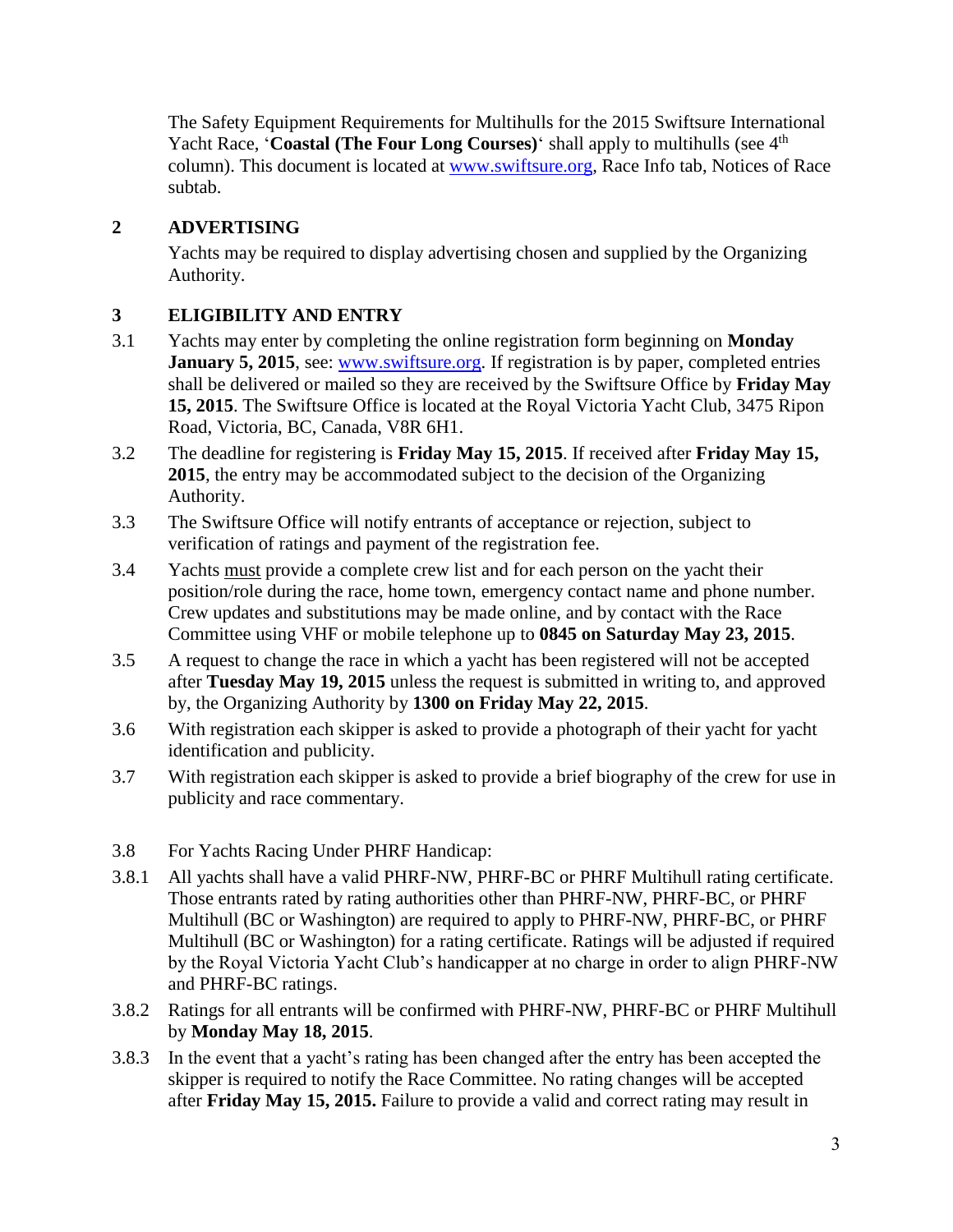The Safety Equipment Requirements for Multihulls for the 2015 Swiftsure International Yacht Race, '**Coastal (The Four Long Courses)**' shall apply to multihulls (see 4th column). This document is located at www.swiftsure.org, Race Info tab, Notices of Race subtab.

## 2 ADVERTISING

Yachts may be required to display advertising chosen and supplied by the Organizing Authority.

## 3 ELIGIBILITY AND ENTRY

3.1 Yachts may enter by completing the online registration form beginning on **Monday January 5, 2015**, see: www.swiftsure.org. If registration is by paper, completed entries shall be delivered or mailed so they are received by the Swiftsure Office by **Friday May 15, 2015**. The Swiftsure Office is located at the Royal Victoria Yacht Club, 3475 Ripon Road, Victoria, BC, Canada, V8R 6H1.

3.2 The deadline for registering is **Friday May 15, 2015**. If received after **Friday May 15, 2015**, the entry may be accommodated subject to the decision of the Organizing Authority.

3.3 The Swiftsure Office will notify entrants of acceptance or rejection, subject to verification of ratings and payment of the registration fee.

3.4 Yachts must provide a complete crew list and for each person on the yacht their position/role during the race, home town, emergency contact name and phone number. Crew updates and substitutions may be made online, and by contact with the Race Committee using VHF or mobile telephone up to **0845 on Saturday May 23, 2015**.

3.5 A request to change the race in which a yacht has been registered will not be accepted after **Tuesday May 19, 2015** unless the request is submitted in writing to, and approved by, the Organizing Authority by **1300 on Friday May 22, 2015**.

3.6 With registration each skipper is asked to provide a photograph of their yacht for yacht identification and publicity.

3.7 With registration each skipper is asked to provide a brief biography of the crew for use in publicity and race commentary.

3.8 For Yachts Racing Under PHRF Handicap:

3.8.1 All yachts shall have a valid PHRF-NW, PHRF-BC or PHRF Multihull rating certificate. Those entrants rated by rating authorities other than PHRF-NW, PHRF-BC, or PHRF Multihull (BC or Washington) are required to apply to PHRF-NW, PHRF-BC, or PHRF Multihull (BC or Washington) for a rating certificate. Ratings will be adjusted if required by the Royal Victoria Yacht Club's handicapper at no charge in order to align PHRF-NW and PHRF-BC ratings.

3.8.2 Ratings for all entrants will be confirmed with PHRF-NW, PHRF-BC or PHRF Multihull by **Monday May 18, 2015**.

3.8.3 In the event that a yacht's rating has been changed after the entry has been accepted the skipper is required to notify the Race Committee. No rating changes will be accepted after **Friday May 15, 2015.** Failure to provide a valid and correct rating may result in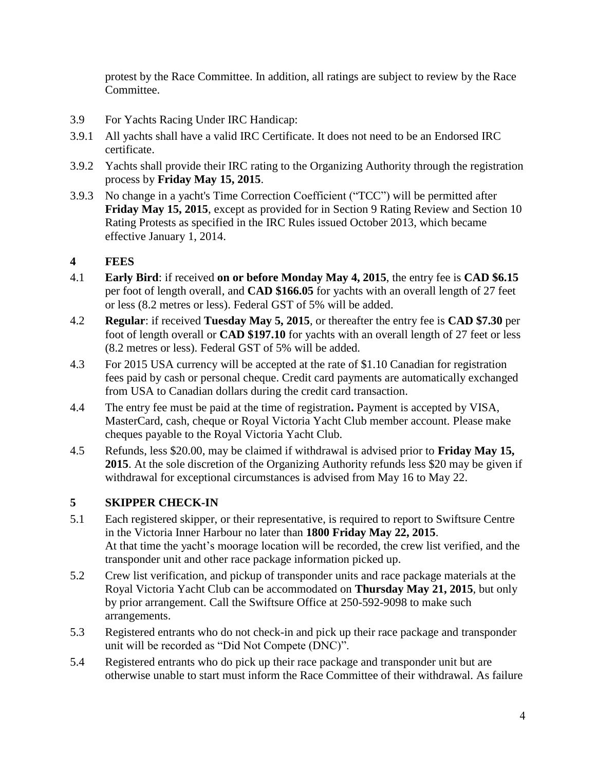protest by the Race Committee. In addition, all ratings are subject to review by the Race Committee.

3.9 For Yachts Racing Under IRC Handicap:

3.9.1 All yachts shall have a valid IRC Certificate. It does not need to be an Endorsed IRC certificate.

3.9.2 Yachts shall provide their IRC rating to the Organizing Authority through the registration process by **Friday May 15, 2015**.

3.9.3 No change in a yacht's Time Correction Coefficient ("TCC") will be permitted after **Friday May 15, 2015**, except as provided for in Section 9 Rating Review and Section 10 Rating Protests as specified in the IRC Rules issued October 2013, which became effective January 1, 2014.

## 4 FEES

4.1 **Early Bird**: if received **on or before Monday May 4, 2015**, the entry fee is **CAD $6.15** per foot of length overall, and **CAD $166.05** for yachts with an overall length of 27 feet or less (8.2 metres or less). Federal GST of 5% will be added.

4.2 **Regular**: if received **Tuesday May 5, 2015**, or thereafter the entry fee is **CAD $7.30** per foot of length overall or **CAD $197.10** for yachts with an overall length of 27 feet or less (8.2 metres or less). Federal GST of 5% will be added.

4.3 For 2015 USA currency will be accepted at the rate of $1.10 Canadian for registration fees paid by cash or personal cheque. Credit card payments are automatically exchanged from USA to Canadian dollars during the credit card transaction.

4.4 The entry fee must be paid at the time of registration**.** Payment is accepted by VISA, MasterCard, cash, cheque or Royal Victoria Yacht Club member account. Please make cheques payable to the Royal Victoria Yacht Club.

4.5 Refunds, less $20.00, may be claimed if withdrawal is advised prior to **Friday May 15, 2015**. At the sole discretion of the Organizing Authority refunds less $20 may be given if withdrawal for exceptional circumstances is advised from May 16 to May 22.

## 5 SKIPPER CHECK-IN

5.1 Each registered skipper, or their representative, is required to report to Swiftsure Centre in the Victoria Inner Harbour no later than **1800 Friday May 22, 2015**.
At that time the yacht's moorage location will be recorded, the crew list verified, and the transponder unit and other race package information picked up.

5.2 Crew list verification, and pickup of transponder units and race package materials at the Royal Victoria Yacht Club can be accommodated on **Thursday May 21, 2015**, but only by prior arrangement. Call the Swiftsure Office at 250-592-9098 to make such arrangements.

5.3 Registered entrants who do not check-in and pick up their race package and transponder unit will be recorded as "Did Not Compete (DNC)".

5.4 Registered entrants who do pick up their race package and transponder unit but are otherwise unable to start must inform the Race Committee of their withdrawal. As failure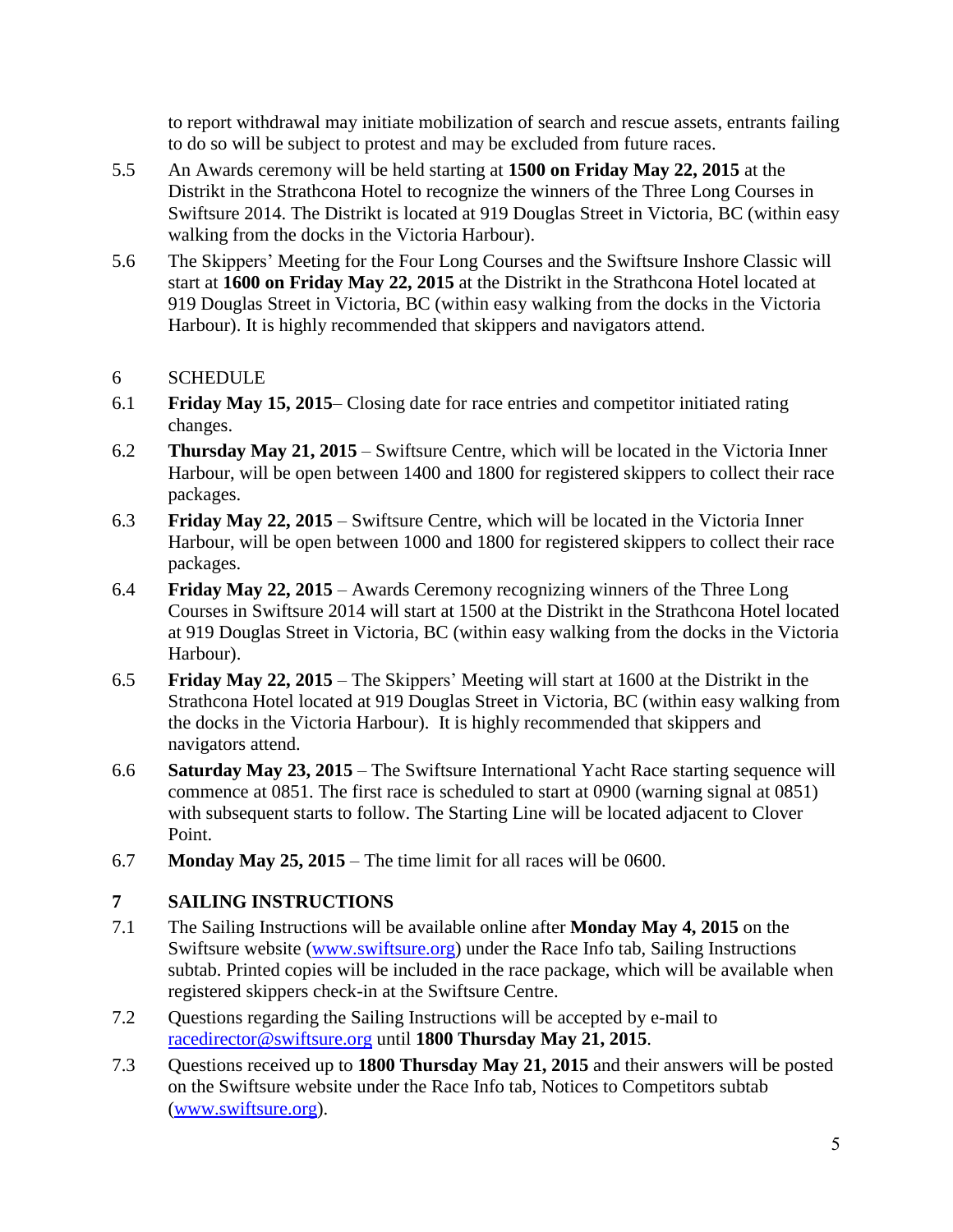to report withdrawal may initiate mobilization of search and rescue assets, entrants failing to do so will be subject to protest and may be excluded from future races.

5.5 An Awards ceremony will be held starting at **1500 on Friday May 22, 2015** at the Distrikt in the Strathcona Hotel to recognize the winners of the Three Long Courses in Swiftsure 2014. The Distrikt is located at 919 Douglas Street in Victoria, BC (within easy walking from the docks in the Victoria Harbour).

5.6 The Skippers' Meeting for the Four Long Courses and the Swiftsure Inshore Classic will start at **1600 on Friday May 22, 2015** at the Distrikt in the Strathcona Hotel located at 919 Douglas Street in Victoria, BC (within easy walking from the docks in the Victoria Harbour). It is highly recommended that skippers and navigators attend.

## 6 SCHEDULE

6.1 **Friday May 15, 2015**– Closing date for race entries and competitor initiated rating changes.

6.2 **Thursday May 21, 2015** – Swiftsure Centre, which will be located in the Victoria Inner Harbour, will be open between 1400 and 1800 for registered skippers to collect their race packages.

6.3 **Friday May 22, 2015** – Swiftsure Centre, which will be located in the Victoria Inner Harbour, will be open between 1000 and 1800 for registered skippers to collect their race packages.

6.4 **Friday May 22, 2015** – Awards Ceremony recognizing winners of the Three Long Courses in Swiftsure 2014 will start at 1500 at the Distrikt in the Strathcona Hotel located at 919 Douglas Street in Victoria, BC (within easy walking from the docks in the Victoria Harbour).

6.5 **Friday May 22, 2015** – The Skippers' Meeting will start at 1600 at the Distrikt in the Strathcona Hotel located at 919 Douglas Street in Victoria, BC (within easy walking from the docks in the Victoria Harbour). It is highly recommended that skippers and navigators attend.

6.6 **Saturday May 23, 2015** – The Swiftsure International Yacht Race starting sequence will commence at 0851. The first race is scheduled to start at 0900 (warning signal at 0851) with subsequent starts to follow. The Starting Line will be located adjacent to Clover Point.

6.7 **Monday May 25, 2015** – The time limit for all races will be 0600.

## 7 SAILING INSTRUCTIONS

7.1 The Sailing Instructions will be available online after **Monday May 4, 2015** on the Swiftsure website (www.swiftsure.org) under the Race Info tab, Sailing Instructions subtab. Printed copies will be included in the race package, which will be available when registered skippers check-in at the Swiftsure Centre.

7.2 Questions regarding the Sailing Instructions will be accepted by e-mail to racedirector@swiftsure.org until **1800 Thursday May 21, 2015**.

7.3 Questions received up to **1800 Thursday May 21, 2015** and their answers will be posted on the Swiftsure website under the Race Info tab, Notices to Competitors subtab (www.swiftsure.org).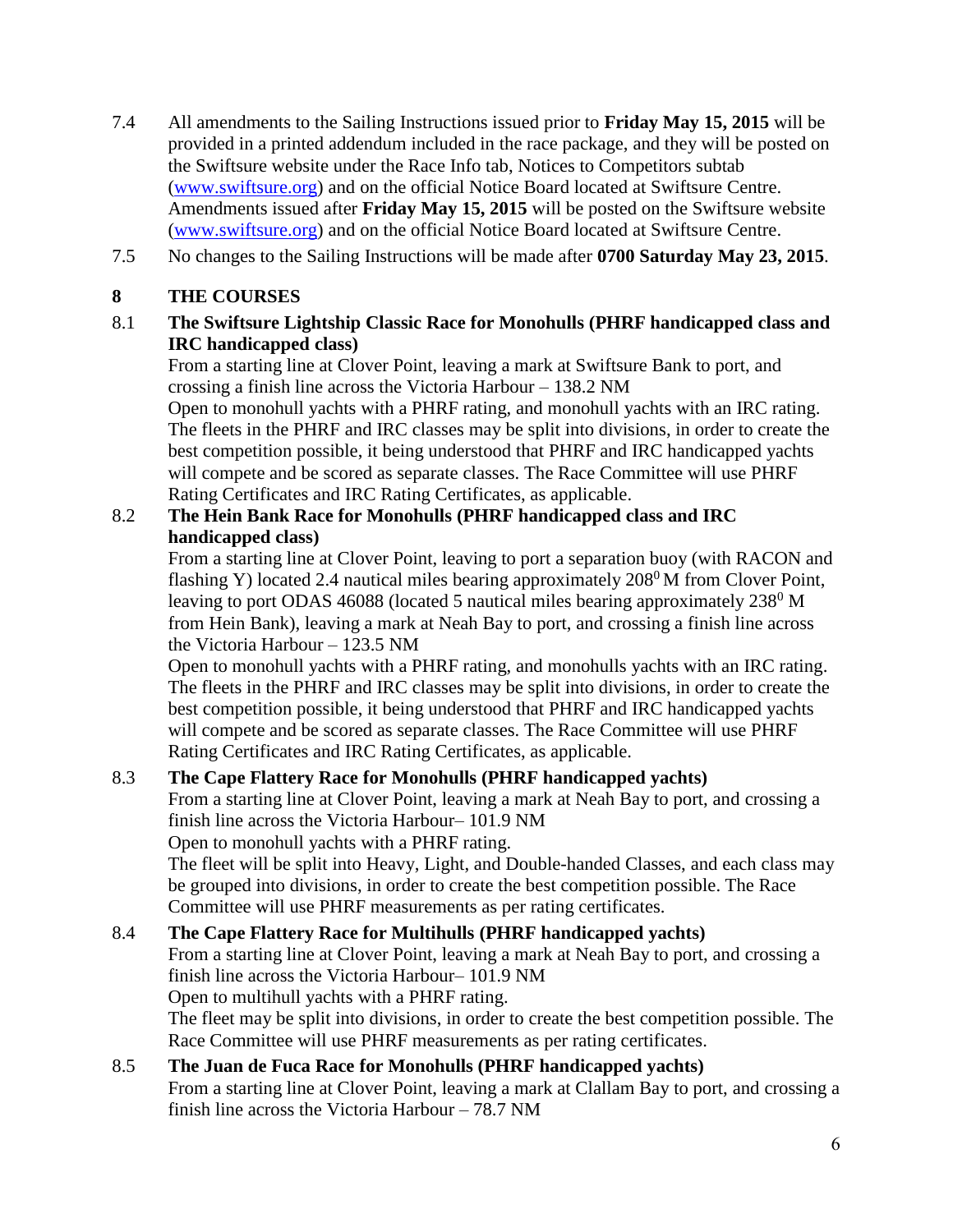7.4 All amendments to the Sailing Instructions issued prior to **Friday May 15, 2015** will be provided in a printed addendum included in the race package, and they will be posted on the Swiftsure website under the Race Info tab, Notices to Competitors subtab (www.swiftsure.org) and on the official Notice Board located at Swiftsure Centre. Amendments issued after **Friday May 15, 2015** will be posted on the Swiftsure website (www.swiftsure.org) and on the official Notice Board located at Swiftsure Centre.

7.5 No changes to the Sailing Instructions will be made after **0700 Saturday May 23, 2015**.

## 8 THE COURSES

**8.1 The Swiftsure Lightship Classic Race for Monohulls (PHRF handicapped class and IRC handicapped class)**

From a starting line at Clover Point, leaving a mark at Swiftsure Bank to port, and crossing a finish line across the Victoria Harbour – 138.2 NM

Open to monohull yachts with a PHRF rating, and monohull yachts with an IRC rating. The fleets in the PHRF and IRC classes may be split into divisions, in order to create the best competition possible, it being understood that PHRF and IRC handicapped yachts will compete and be scored as separate classes. The Race Committee will use PHRF Rating Certificates and IRC Rating Certificates, as applicable.

**8.2 The Hein Bank Race for Monohulls (PHRF handicapped class and IRC handicapped class)**

From a starting line at Clover Point, leaving to port a separation buoy (with RACON and flashing Y) located 2.4 nautical miles bearing approximately $208^0$ M from Clover Point, leaving to port ODAS 46088 (located 5 nautical miles bearing approximately $238^0$ M from Hein Bank), leaving a mark at Neah Bay to port, and crossing a finish line across the Victoria Harbour – 123.5 NM

Open to monohull yachts with a PHRF rating, and monohulls yachts with an IRC rating. The fleets in the PHRF and IRC classes may be split into divisions, in order to create the best competition possible, it being understood that PHRF and IRC handicapped yachts will compete and be scored as separate classes. The Race Committee will use PHRF Rating Certificates and IRC Rating Certificates, as applicable.

**8.3 The Cape Flattery Race for Monohulls (PHRF handicapped yachts)**

From a starting line at Clover Point, leaving a mark at Neah Bay to port, and crossing a finish line across the Victoria Harbour– 101.9 NM

Open to monohull yachts with a PHRF rating.

The fleet will be split into Heavy, Light, and Double-handed Classes, and each class may be grouped into divisions, in order to create the best competition possible. The Race Committee will use PHRF measurements as per rating certificates.

**8.4 The Cape Flattery Race for Multihulls (PHRF handicapped yachts)**

From a starting line at Clover Point, leaving a mark at Neah Bay to port, and crossing a finish line across the Victoria Harbour– 101.9 NM

Open to multihull yachts with a PHRF rating.

The fleet may be split into divisions, in order to create the best competition possible. The Race Committee will use PHRF measurements as per rating certificates.

**8.5 The Juan de Fuca Race for Monohulls (PHRF handicapped yachts)**

From a starting line at Clover Point, leaving a mark at Clallam Bay to port, and crossing a finish line across the Victoria Harbour – 78.7 NM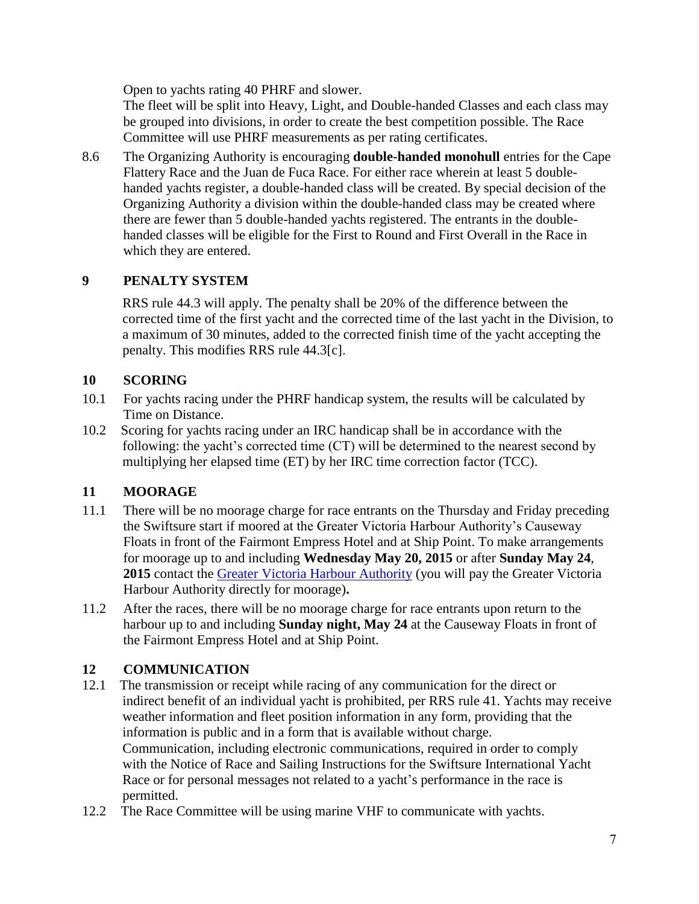Open to yachts rating 40 PHRF and slower.
The fleet will be split into Heavy, Light, and Double-handed Classes and each class may be grouped into divisions, in order to create the best competition possible. The Race Committee will use PHRF measurements as per rating certificates.

8.6 The Organizing Authority is encouraging **double-handed monohull** entries for the Cape Flattery Race and the Juan de Fuca Race. For either race wherein at least 5 double-handed yachts register, a double-handed class will be created. By special decision of the Organizing Authority a division within the double-handed class may be created where there are fewer than 5 double-handed yachts registered. The entrants in the double-handed classes will be eligible for the First to Round and First Overall in the Race in which they are entered.

## 9 PENALTY SYSTEM

RRS rule 44.3 will apply. The penalty shall be 20% of the difference between the corrected time of the first yacht and the corrected time of the last yacht in the Division, to a maximum of 30 minutes, added to the corrected finish time of the yacht accepting the penalty. This modifies RRS rule 44.3[c].

## 10 SCORING

10.1 For yachts racing under the PHRF handicap system, the results will be calculated by Time on Distance.

10.2 Scoring for yachts racing under an IRC handicap shall be in accordance with the following: the yacht's corrected time (CT) will be determined to the nearest second by multiplying her elapsed time (ET) by her IRC time correction factor (TCC).

## 11 MOORAGE

11.1 There will be no moorage charge for race entrants on the Thursday and Friday preceding the Swiftsure start if moored at the Greater Victoria Harbour Authority's Causeway Floats in front of the Fairmont Empress Hotel and at Ship Point. To make arrangements for moorage up to and including **Wednesday May 20, 2015** or after **Sunday May 24**, **2015** contact the Greater Victoria Harbour Authority (you will pay the Greater Victoria Harbour Authority directly for moorage)**.**

11.2 After the races, there will be no moorage charge for race entrants upon return to the harbour up to and including **Sunday night, May 24** at the Causeway Floats in front of the Fairmont Empress Hotel and at Ship Point.

## 12 COMMUNICATION

12.1 The transmission or receipt while racing of any communication for the direct or indirect benefit of an individual yacht is prohibited, per RRS rule 41. Yachts may receive weather information and fleet position information in any form, providing that the information is public and in a form that is available without charge.
Communication, including electronic communications, required in order to comply with the Notice of Race and Sailing Instructions for the Swiftsure International Yacht Race or for personal messages not related to a yacht's performance in the race is permitted.

12.2 The Race Committee will be using marine VHF to communicate with yachts.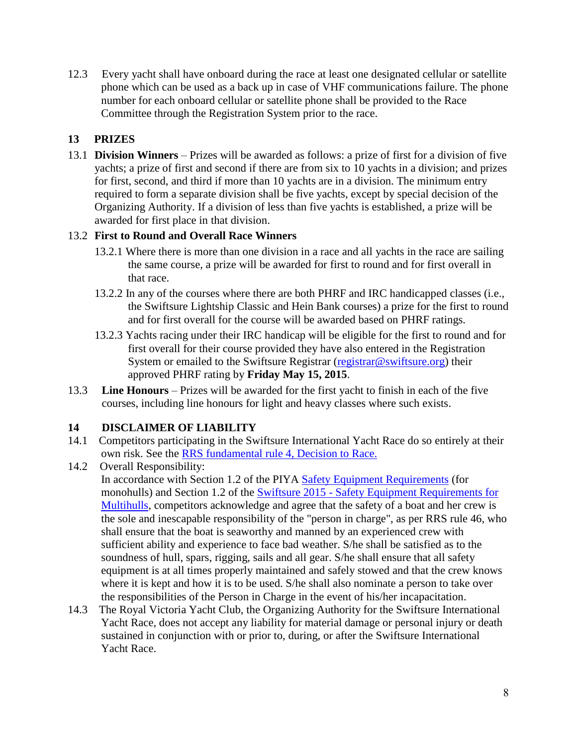12.3 Every yacht shall have onboard during the race at least one designated cellular or satellite phone which can be used as a back up in case of VHF communications failure. The phone number for each onboard cellular or satellite phone shall be provided to the Race Committee through the Registration System prior to the race.

## 13 PRIZES

13.1 **Division Winners** – Prizes will be awarded as follows: a prize of first for a division of five yachts; a prize of first and second if there are from six to 10 yachts in a division; and prizes for first, second, and third if more than 10 yachts are in a division. The minimum entry required to form a separate division shall be five yachts, except by special decision of the Organizing Authority. If a division of less than five yachts is established, a prize will be awarded for first place in that division.

13.2 **First to Round and Overall Race Winners**

13.2.1 Where there is more than one division in a race and all yachts in the race are sailing the same course, a prize will be awarded for first to round and for first overall in that race.

13.2.2 In any of the courses where there are both PHRF and IRC handicapped classes (i.e., the Swiftsure Lightship Classic and Hein Bank courses) a prize for the first to round and for first overall for the course will be awarded based on PHRF ratings.

13.2.3 Yachts racing under their IRC handicap will be eligible for the first to round and for first overall for their course provided they have also entered in the Registration System or emailed to the Swiftsure Registrar (registrar@swiftsure.org) their approved PHRF rating by **Friday May 15, 2015**.

13.3 **Line Honours** – Prizes will be awarded for the first yacht to finish in each of the five courses, including line honours for light and heavy classes where such exists.

## 14 DISCLAIMER OF LIABILITY

14.1 Competitors participating in the Swiftsure International Yacht Race do so entirely at their own risk. See the RRS fundamental rule 4, Decision to Race.

14.2 Overall Responsibility:
In accordance with Section 1.2 of the PIYA Safety Equipment Requirements (for monohulls) and Section 1.2 of the Swiftsure 2015 - Safety Equipment Requirements for Multihulls, competitors acknowledge and agree that the safety of a boat and her crew is the sole and inescapable responsibility of the "person in charge", as per RRS rule 46, who shall ensure that the boat is seaworthy and manned by an experienced crew with sufficient ability and experience to face bad weather. S/he shall be satisfied as to the soundness of hull, spars, rigging, sails and all gear. S/he shall ensure that all safety equipment is at all times properly maintained and safely stowed and that the crew knows where it is kept and how it is to be used. S/he shall also nominate a person to take over the responsibilities of the Person in Charge in the event of his/her incapacitation.

14.3 The Royal Victoria Yacht Club, the Organizing Authority for the Swiftsure International Yacht Race, does not accept any liability for material damage or personal injury or death sustained in conjunction with or prior to, during, or after the Swiftsure International Yacht Race.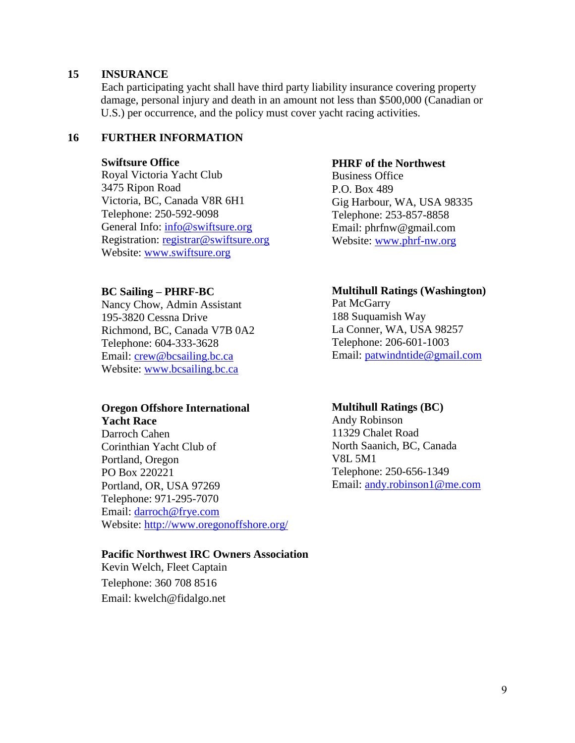## 15 INSURANCE

Each participating yacht shall have third party liability insurance covering property damage, personal injury and death in an amount not less than $500,000 (Canadian or U.S.) per occurrence, and the policy must cover yacht racing activities.

## 16 FURTHER INFORMATION

**Swiftsure Office**
Royal Victoria Yacht Club
3475 Ripon Road
Victoria, BC, Canada V8R 6H1
Telephone: 250-592-9098
General Info: info@swiftsure.org
Registration: registrar@swiftsure.org
Website: www.swiftsure.org

**PHRF of the Northwest**
Business Office
P.O. Box 489
Gig Harbour, WA, USA 98335
Telephone: 253-857-8858
Email: phrfnw@gmail.com
Website: www.phrf-nw.org

**BC Sailing – PHRF-BC**
Nancy Chow, Admin Assistant
195-3820 Cessna Drive
Richmond, BC, Canada V7B 0A2
Telephone: 604-333-3628
Email: crew@bcsailing.bc.ca
Website: www.bcsailing.bc.ca

**Multihull Ratings (Washington)**
Pat McGarry
188 Suquamish Way
La Conner, WA, USA 98257
Telephone: 206-601-1003
Email: patwindntide@gmail.com

**Oregon Offshore International Yacht Race**
Darroch Cahen
Corinthian Yacht Club of Portland, Oregon
PO Box 220221
Portland, OR, USA 97269
Telephone: 971-295-7070
Email: darroch@frye.com
Website: http://www.oregonoffshore.org/

**Multihull Ratings (BC)**
Andy Robinson
11329 Chalet Road
North Saanich, BC, Canada
V8L 5M1
Telephone: 250-656-1349
Email: andy.robinson1@me.com

**Pacific Northwest IRC Owners Association**
Kevin Welch, Fleet Captain
Telephone: 360 708 8516
Email: kwelch@fidalgo.net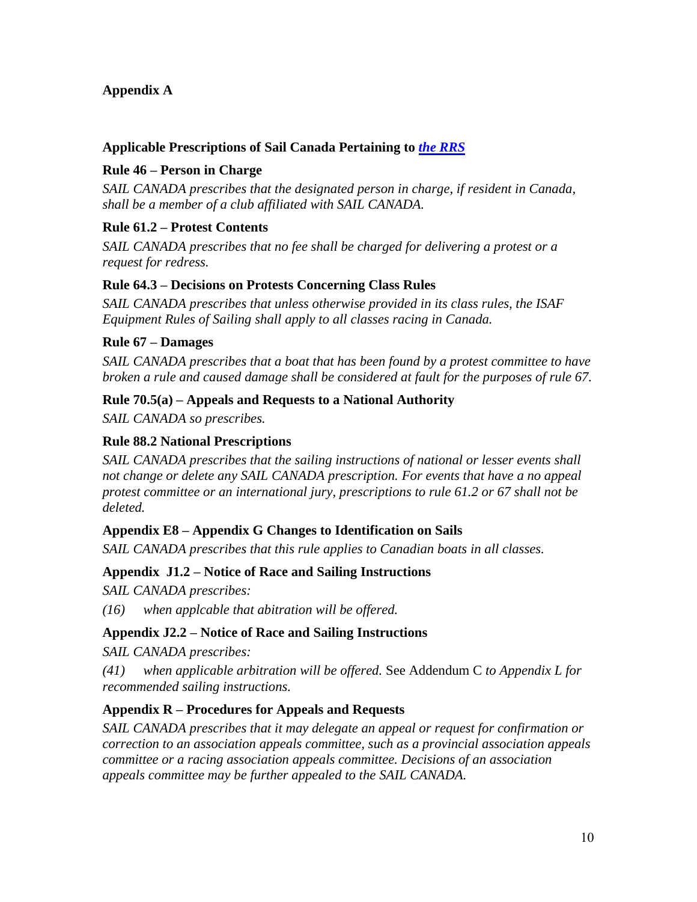## Appendix A

### Applicable Prescriptions of Sail Canada Pertaining to *the RRS*

**Rule 46 – Person in Charge**

*SAIL CANADA prescribes that the designated person in charge, if resident in Canada, shall be a member of a club affiliated with SAIL CANADA.*

**Rule 61.2 – Protest Contents**

*SAIL CANADA prescribes that no fee shall be charged for delivering a protest or a request for redress.*

**Rule 64.3 – Decisions on Protests Concerning Class Rules**

*SAIL CANADA prescribes that unless otherwise provided in its class rules, the ISAF Equipment Rules of Sailing shall apply to all classes racing in Canada.*

**Rule 67 – Damages**

*SAIL CANADA prescribes that a boat that has been found by a protest committee to have broken a rule and caused damage shall be considered at fault for the purposes of rule 67.*

**Rule 70.5(a) – Appeals and Requests to a National Authority**

*SAIL CANADA so prescribes.*

**Rule 88.2 National Prescriptions**

*SAIL CANADA prescribes that the sailing instructions of national or lesser events shall not change or delete any SAIL CANADA prescription. For events that have a no appeal protest committee or an international jury, prescriptions to rule 61.2 or 67 shall not be deleted.*

**Appendix E8 – Appendix G Changes to Identification on Sails**

*SAIL CANADA prescribes that this rule applies to Canadian boats in all classes.*

**Appendix J1.2 – Notice of Race and Sailing Instructions**

*SAIL CANADA prescribes:*

*(16) when applcable that abitration will be offered.*

**Appendix J2.2 – Notice of Race and Sailing Instructions**

*SAIL CANADA prescribes:*

*(41) when applicable arbitration will be offered.* See Addendum C *to Appendix L for recommended sailing instructions.*

**Appendix R – Procedures for Appeals and Requests**

*SAIL CANADA prescribes that it may delegate an appeal or request for confirmation or correction to an association appeals committee, such as a provincial association appeals committee or a racing association appeals committee. Decisions of an association appeals committee may be further appealed to the SAIL CANADA.*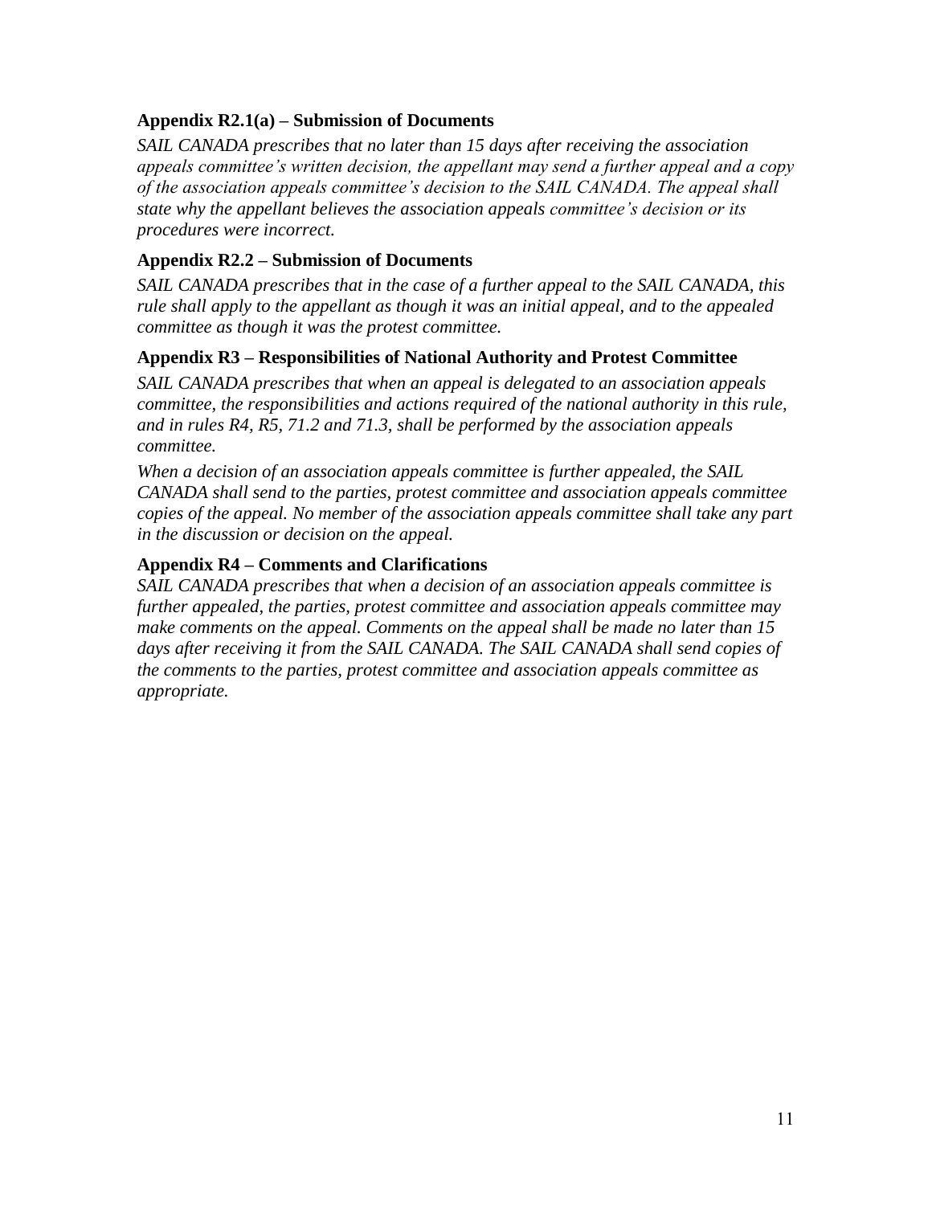**Appendix R2.1(a) – Submission of Documents**

*SAIL CANADA prescribes that no later than 15 days after receiving the association appeals committee's written decision, the appellant may send a further appeal and a copy of the association appeals committee's decision to the SAIL CANADA. The appeal shall state why the appellant believes the association appeals committee's decision or its procedures were incorrect.*

**Appendix R2.2 – Submission of Documents**

*SAIL CANADA prescribes that in the case of a further appeal to the SAIL CANADA, this rule shall apply to the appellant as though it was an initial appeal, and to the appealed committee as though it was the protest committee.*

**Appendix R3 – Responsibilities of National Authority and Protest Committee**

*SAIL CANADA prescribes that when an appeal is delegated to an association appeals committee, the responsibilities and actions required of the national authority in this rule, and in rules R4, R5, 71.2 and 71.3, shall be performed by the association appeals committee.*

*When a decision of an association appeals committee is further appealed, the SAIL CANADA shall send to the parties, protest committee and association appeals committee copies of the appeal. No member of the association appeals committee shall take any part in the discussion or decision on the appeal.*

**Appendix R4 – Comments and Clarifications**

*SAIL CANADA prescribes that when a decision of an association appeals committee is further appealed, the parties, protest committee and association appeals committee may make comments on the appeal. Comments on the appeal shall be made no later than 15 days after receiving it from the SAIL CANADA. The SAIL CANADA shall send copies of the comments to the parties, protest committee and association appeals committee as appropriate.*